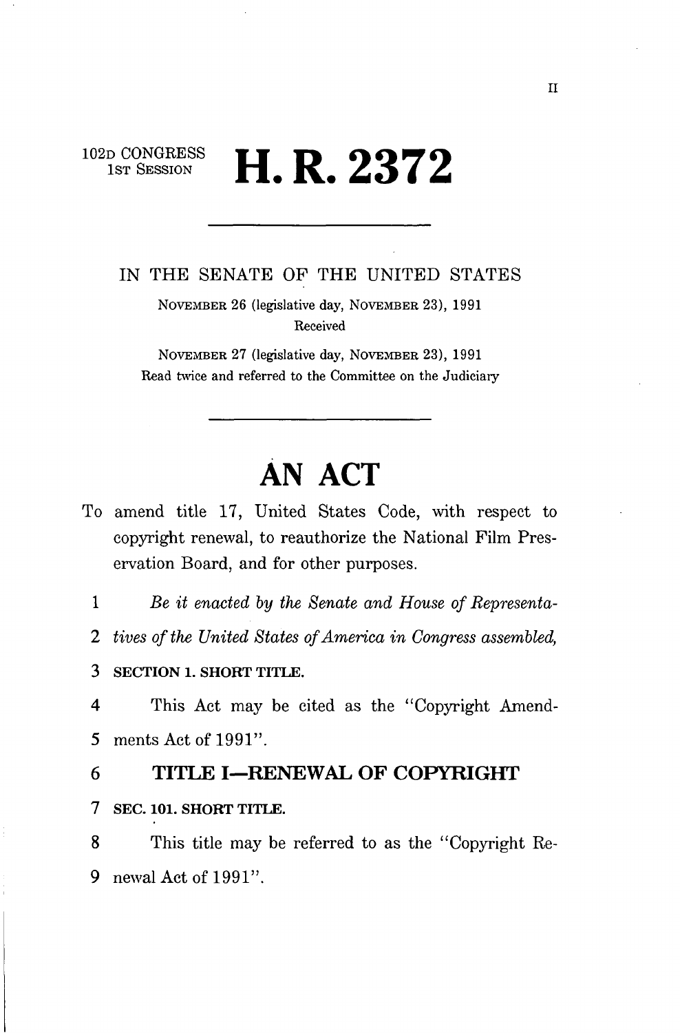102D CONGRESS
1ST SESSION

# H. R. 2372

IN THE SENATE OF THE UNITED STATES

NOVEMBER 26 (legislative day, NOVEMBER 23), 1991
Received

NOVEMBER 27 (legislative day, NOVEMBER 23), 1991
Read twice and referred to the Committee on the Judiciary

# AN ACT

To amend title 17, United States Code, with respect to copyright renewal, to reauthorize the National Film Preservation Board, and for other purposes.

1 *Be it enacted by the Senate and House of Representa-*
2 *tives of the United States of America in Congress assembled,*

3 **SECTION 1. SHORT TITLE.**

4 This Act may be cited as the "Copyright Amend-
5 ments Act of 1991".

## 6 TITLE I—RENEWAL OF COPYRIGHT

7 **SEC. 101. SHORT TITLE.**

8 This title may be referred to as the "Copyright Re-
9 newal Act of 1991".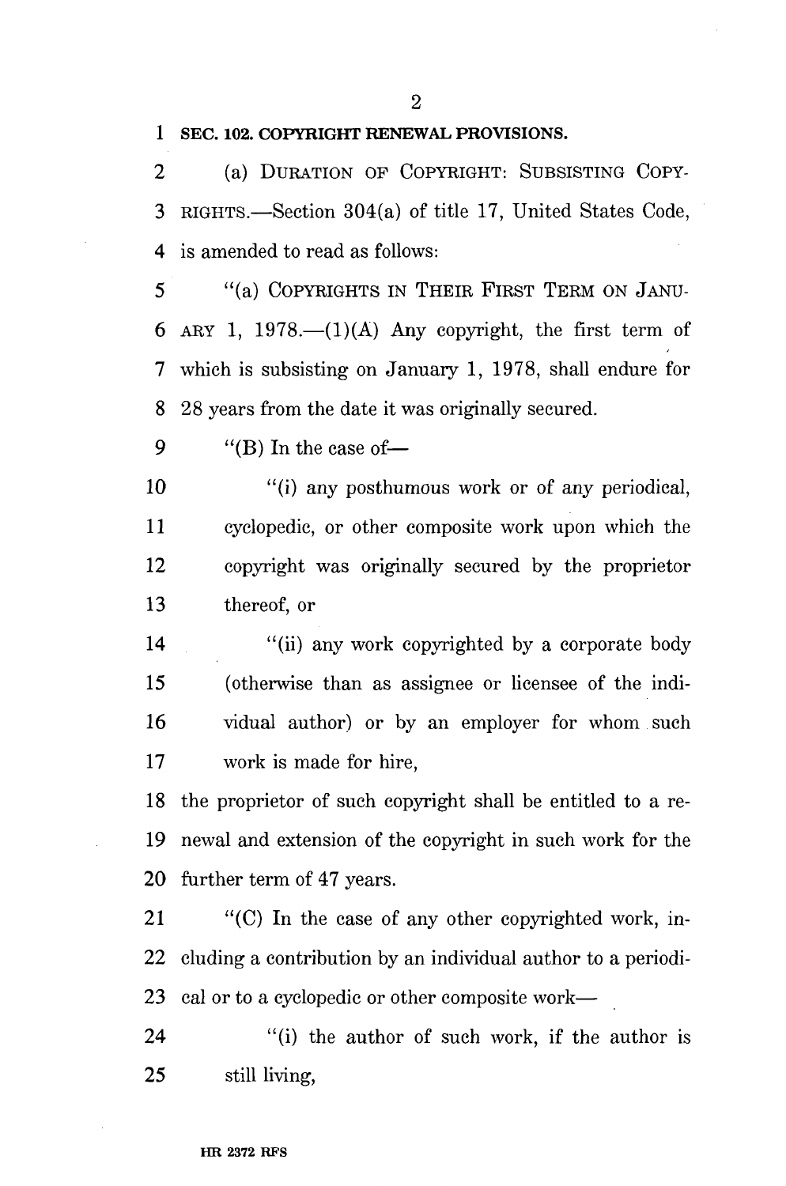**SEC. 102. COPYRIGHT RENEWAL PROVISIONS.**

(a) DURATION OF COPYRIGHT: SUBSISTING COPYRIGHTS.—Section 304(a) of title 17, United States Code, is amended to read as follows:

"(a) COPYRIGHTS IN THEIR FIRST TERM ON JANUARY 1, 1978.—(1)(A) Any copyright, the first term of which is subsisting on January 1, 1978, shall endure for 28 years from the date it was originally secured.

"(B) In the case of—

"(i) any posthumous work or of any periodical, cyclopedic, or other composite work upon which the copyright was originally secured by the proprietor thereof, or

"(ii) any work copyrighted by a corporate body (otherwise than as assignee or licensee of the individual author) or by an employer for whom such work is made for hire,

the proprietor of such copyright shall be entitled to a renewal and extension of the copyright in such work for the further term of 47 years.

"(C) In the case of any other copyrighted work, including a contribution by an individual author to a periodical or to a cyclopedic or other composite work—

"(i) the author of such work, if the author is still living,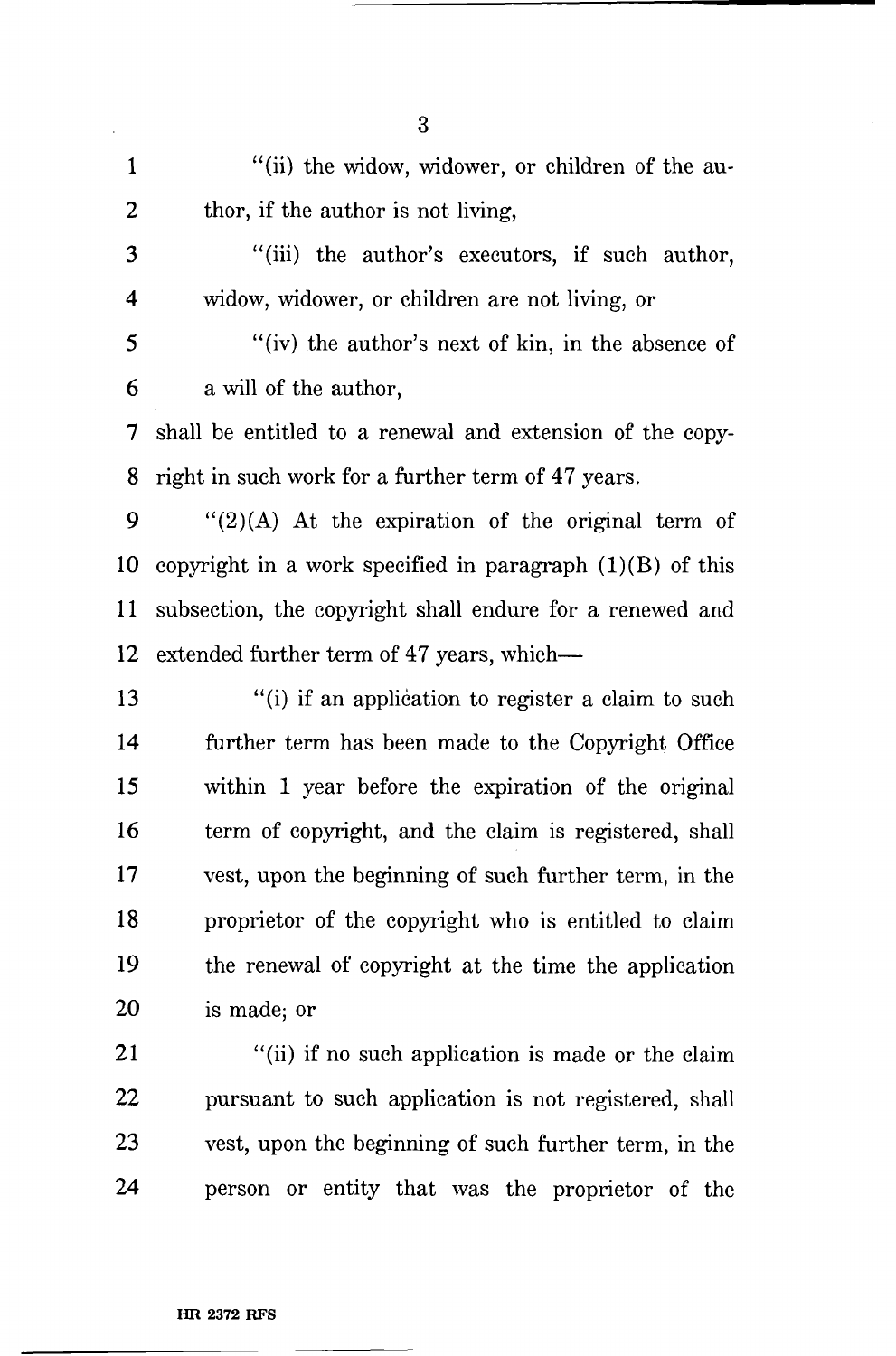"(ii) the widow, widower, or children of the author, if the author is not living,

"(iii) the author's executors, if such author, widow, widower, or children are not living, or

"(iv) the author's next of kin, in the absence of a will of the author,

shall be entitled to a renewal and extension of the copyright in such work for a further term of 47 years.

"(2)(A) At the expiration of the original term of copyright in a work specified in paragraph (1)(B) of this subsection, the copyright shall endure for a renewed and extended further term of 47 years, which—

"(i) if an application to register a claim to such further term has been made to the Copyright Office within 1 year before the expiration of the original term of copyright, and the claim is registered, shall vest, upon the beginning of such further term, in the proprietor of the copyright who is entitled to claim the renewal of copyright at the time the application is made; or

"(ii) if no such application is made or the claim pursuant to such application is not registered, shall vest, upon the beginning of such further term, in the person or entity that was the proprietor of the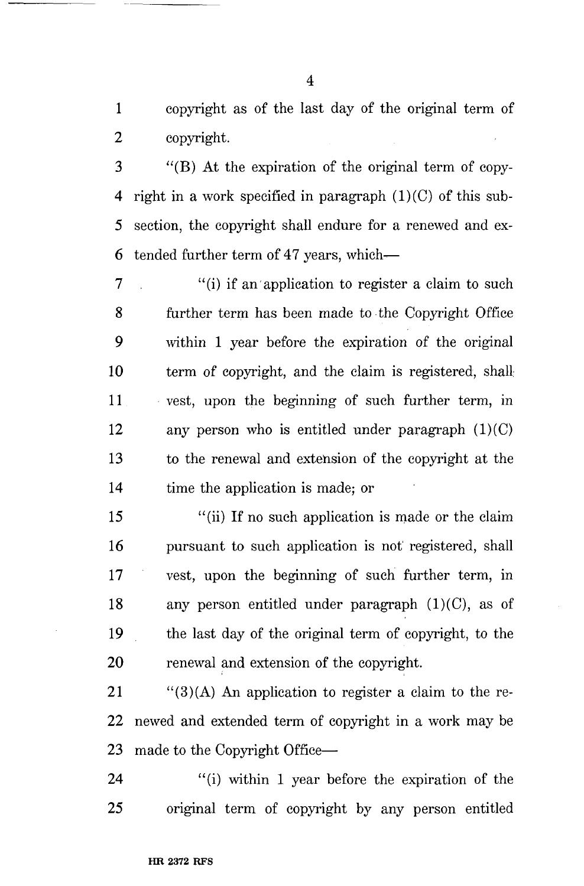copyright as of the last day of the original term of copyright.

"(B) At the expiration of the original term of copyright in a work specified in paragraph (1)(C) of this subsection, the copyright shall endure for a renewed and extended further term of 47 years, which—

"(i) if an application to register a claim to such further term has been made to the Copyright Office within 1 year before the expiration of the original term of copyright, and the claim is registered, shall vest, upon the beginning of such further term, in any person who is entitled under paragraph (1)(C) to the renewal and extension of the copyright at the time the application is made; or

"(ii) If no such application is made or the claim pursuant to such application is not registered, shall vest, upon the beginning of such further term, in any person entitled under paragraph (1)(C), as of the last day of the original term of copyright, to the renewal and extension of the copyright.

"(3)(A) An application to register a claim to the renewed and extended term of copyright in a work may be made to the Copyright Office—

"(i) within 1 year before the expiration of the original term of copyright by any person entitled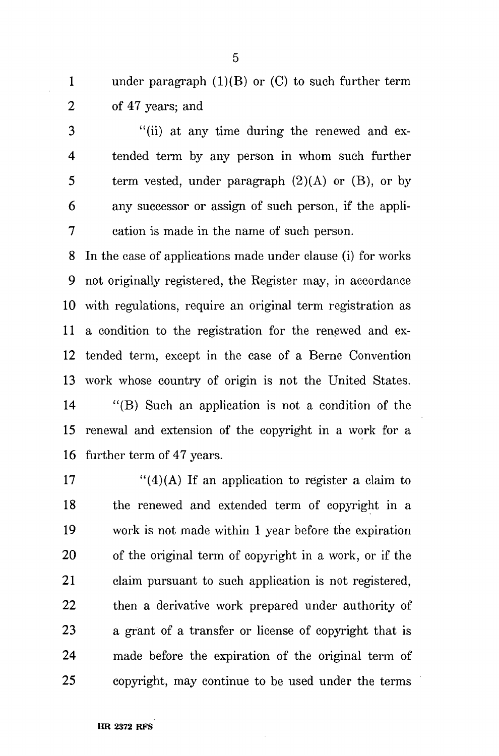under paragraph (1)(B) or (C) to such further term of 47 years; and

"(ii) at any time during the renewed and extended term by any person in whom such further term vested, under paragraph (2)(A) or (B), or by any successor or assign of such person, if the application is made in the name of such person.

In the case of applications made under clause (i) for works not originally registered, the Register may, in accordance with regulations, require an original term registration as a condition to the registration for the renewed and extended term, except in the case of a Berne Convention work whose country of origin is not the United States.

"(B) Such an application is not a condition of the renewal and extension of the copyright in a work for a further term of 47 years.

"(4)(A) If an application to register a claim to the renewed and extended term of copyright in a work is not made within 1 year before the expiration of the original term of copyright in a work, or if the claim pursuant to such application is not registered, then a derivative work prepared under authority of a grant of a transfer or license of copyright that is made before the expiration of the original term of copyright, may continue to be used under the terms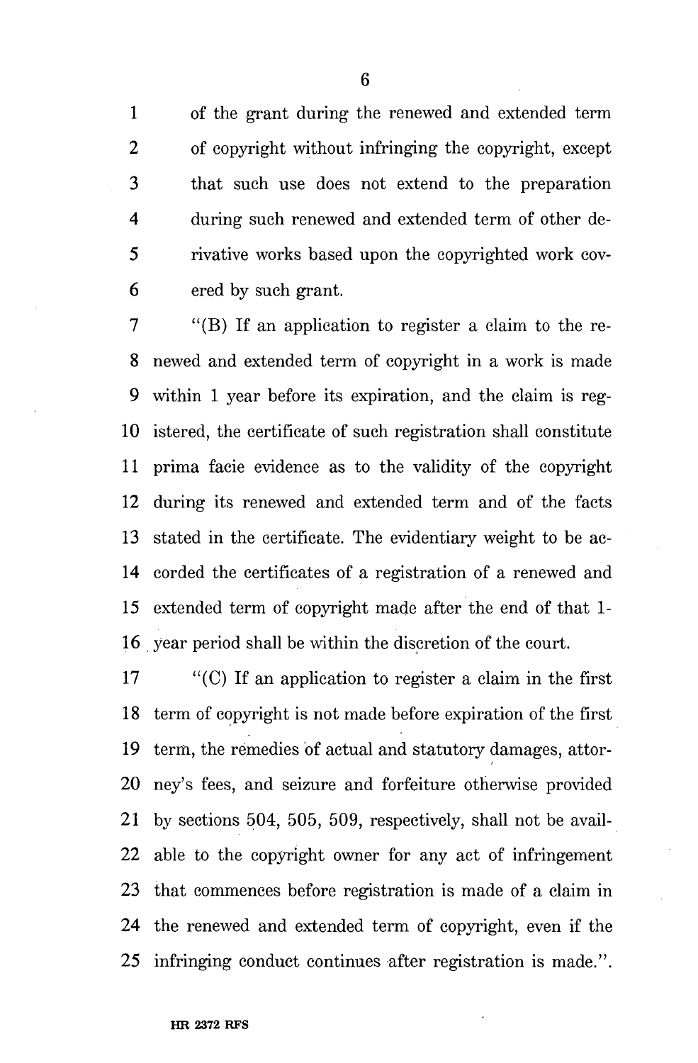of the grant during the renewed and extended term of copyright without infringing the copyright, except that such use does not extend to the preparation during such renewed and extended term of other derivative works based upon the copyrighted work covered by such grant.

"(B) If an application to register a claim to the renewed and extended term of copyright in a work is made within 1 year before its expiration, and the claim is registered, the certificate of such registration shall constitute prima facie evidence as to the validity of the copyright during its renewed and extended term and of the facts stated in the certificate. The evidentiary weight to be accorded the certificates of a registration of a renewed and extended term of copyright made after the end of that 1-year period shall be within the discretion of the court.

"(C) If an application to register a claim in the first term of copyright is not made before expiration of the first term, the remedies of actual and statutory damages, attorney's fees, and seizure and forfeiture otherwise provided by sections 504, 505, 509, respectively, shall not be available to the copyright owner for any act of infringement that commences before registration is made of a claim in the renewed and extended term of copyright, even if the infringing conduct continues after registration is made.".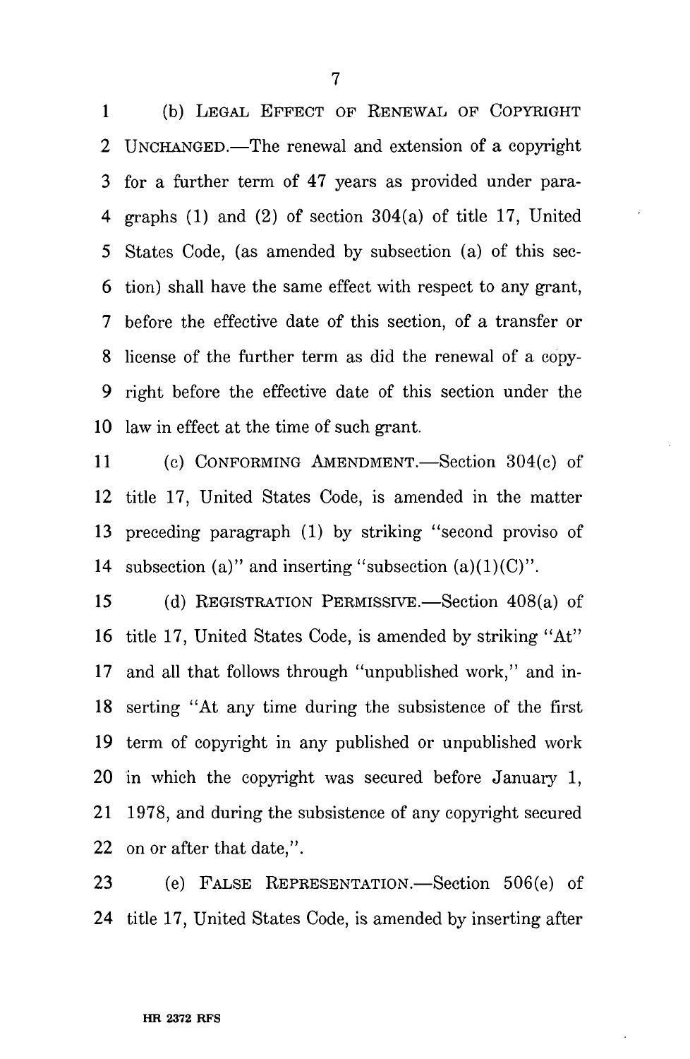(b) LEGAL EFFECT OF RENEWAL OF COPYRIGHT UNCHANGED.—The renewal and extension of a copyright for a further term of 47 years as provided under paragraphs (1) and (2) of section 304(a) of title 17, United States Code, (as amended by subsection (a) of this section) shall have the same effect with respect to any grant, before the effective date of this section, of a transfer or license of the further term as did the renewal of a copyright before the effective date of this section under the law in effect at the time of such grant.

(c) CONFORMING AMENDMENT.—Section 304(c) of title 17, United States Code, is amended in the matter preceding paragraph (1) by striking "second proviso of subsection (a)" and inserting "subsection (a)(1)(C)".

(d) REGISTRATION PERMISSIVE.—Section 408(a) of title 17, United States Code, is amended by striking "At" and all that follows through "unpublished work," and inserting "At any time during the subsistence of the first term of copyright in any published or unpublished work in which the copyright was secured before January 1, 1978, and during the subsistence of any copyright secured on or after that date,".

(e) FALSE REPRESENTATION.—Section 506(e) of title 17, United States Code, is amended by inserting after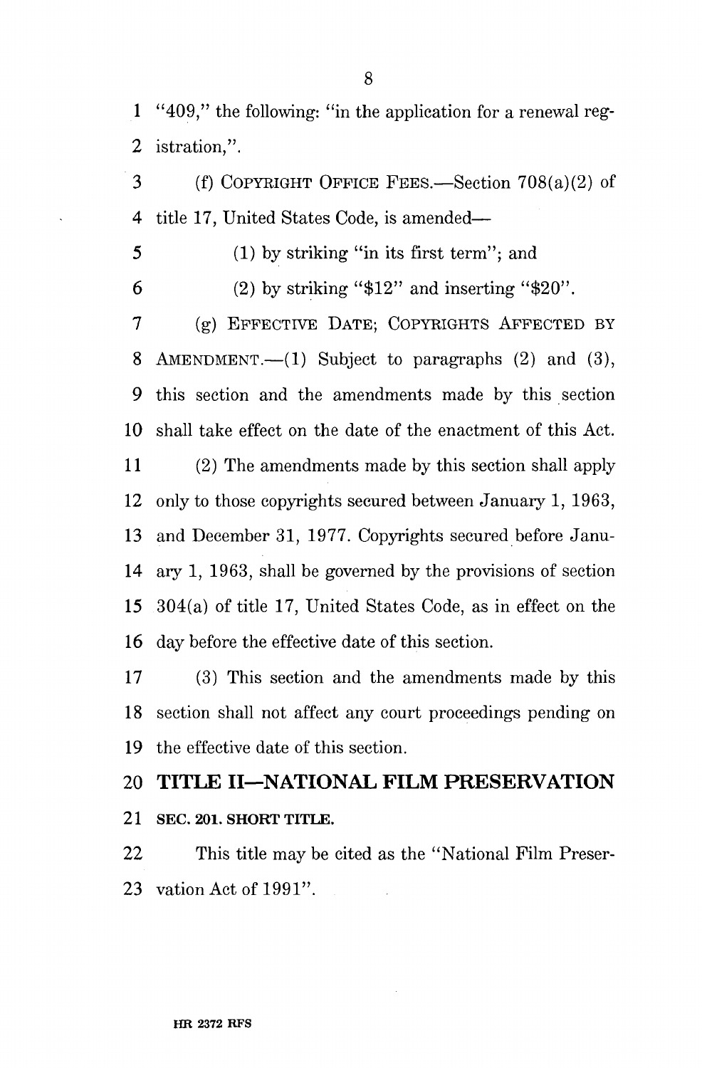"409," the following: "in the application for a renewal registration,".

(f) COPYRIGHT OFFICE FEES.—Section 708(a)(2) of title 17, United States Code, is amended—

(1) by striking "in its first term"; and

(2) by striking "$12" and inserting "$20".

(g) EFFECTIVE DATE; COPYRIGHTS AFFECTED BY AMENDMENT.—(1) Subject to paragraphs (2) and (3), this section and the amendments made by this section shall take effect on the date of the enactment of this Act.

(2) The amendments made by this section shall apply only to those copyrights secured between January 1, 1963, and December 31, 1977. Copyrights secured before January 1, 1963, shall be governed by the provisions of section 304(a) of title 17, United States Code, as in effect on the day before the effective date of this section.

(3) This section and the amendments made by this section shall not affect any court proceedings pending on the effective date of this section.

## TITLE II—NATIONAL FILM PRESERVATION

### SEC. 201. SHORT TITLE.

This title may be cited as the "National Film Preservation Act of 1991".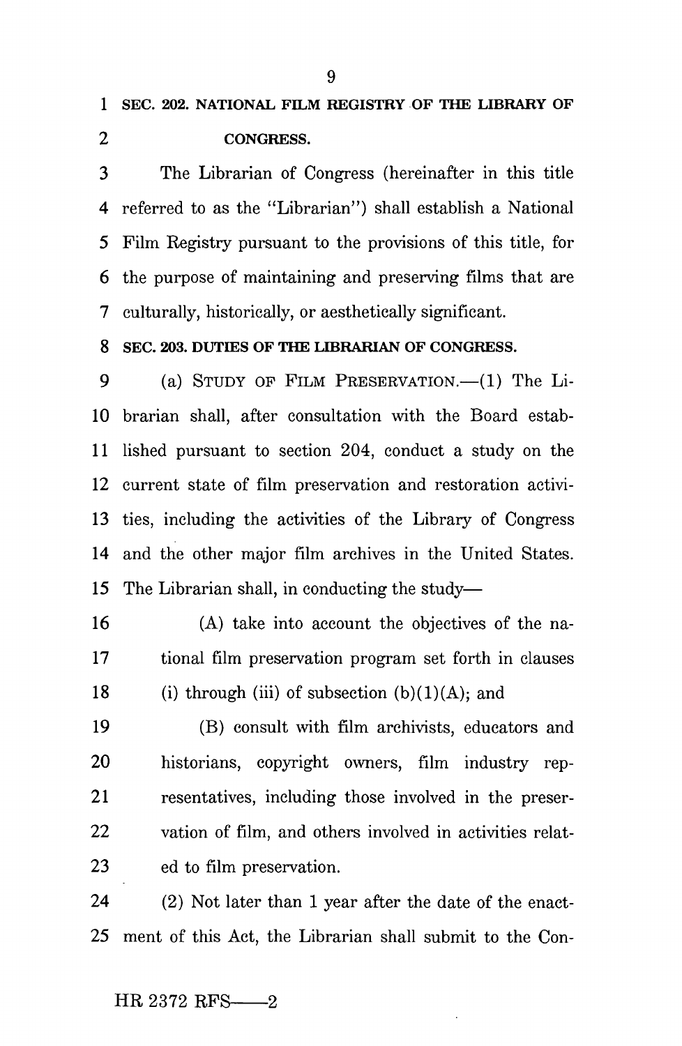**SEC. 202. NATIONAL FILM REGISTRY OF THE LIBRARY OF CONGRESS.**

The Librarian of Congress (hereinafter in this title referred to as the "Librarian") shall establish a National Film Registry pursuant to the provisions of this title, for the purpose of maintaining and preserving films that are culturally, historically, or aesthetically significant.

**SEC. 203. DUTIES OF THE LIBRARIAN OF CONGRESS.**

(a) STUDY OF FILM PRESERVATION.—(1) The Librarian shall, after consultation with the Board established pursuant to section 204, conduct a study on the current state of film preservation and restoration activities, including the activities of the Library of Congress and the other major film archives in the United States. The Librarian shall, in conducting the study—

(A) take into account the objectives of the national film preservation program set forth in clauses (i) through (iii) of subsection (b)(1)(A); and

(B) consult with film archivists, educators and historians, copyright owners, film industry representatives, including those involved in the preservation of film, and others involved in activities related to film preservation.

(2) Not later than 1 year after the date of the enactment of this Act, the Librarian shall submit to the Con-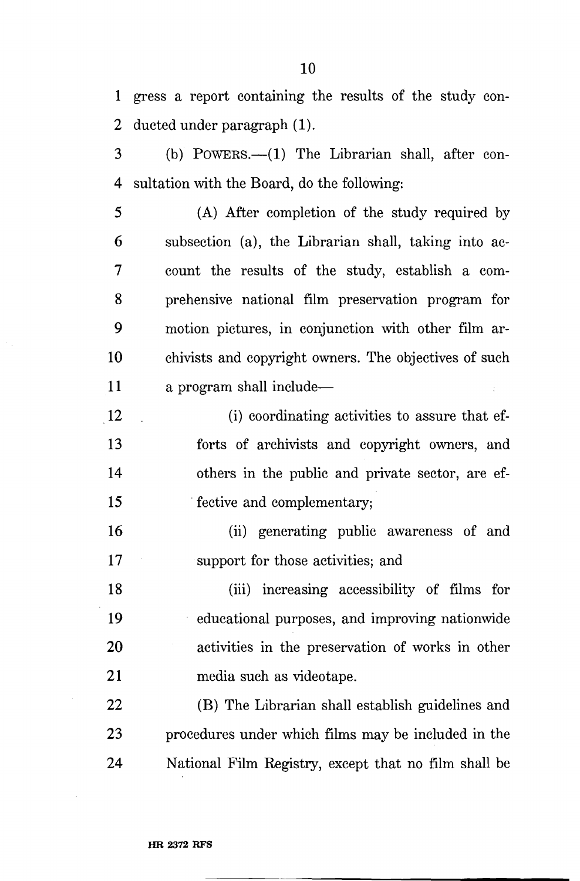gress a report containing the results of the study conducted under paragraph (1).

(b) POWERS.—(1) The Librarian shall, after consultation with the Board, do the following:

(A) After completion of the study required by subsection (a), the Librarian shall, taking into account the results of the study, establish a comprehensive national film preservation program for motion pictures, in conjunction with other film archivists and copyright owners. The objectives of such a program shall include—

(i) coordinating activities to assure that efforts of archivists and copyright owners, and others in the public and private sector, are effective and complementary;

(ii) generating public awareness of and support for those activities; and

(iii) increasing accessibility of films for educational purposes, and improving nationwide activities in the preservation of works in other media such as videotape.

(B) The Librarian shall establish guidelines and procedures under which films may be included in the National Film Registry, except that no film shall be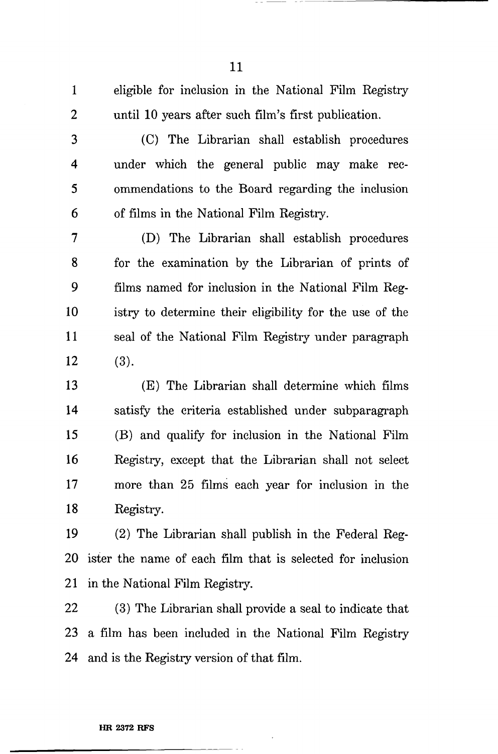eligible for inclusion in the National Film Registry until 10 years after such film's first publication.

(C) The Librarian shall establish procedures under which the general public may make recommendations to the Board regarding the inclusion of films in the National Film Registry.

(D) The Librarian shall establish procedures for the examination by the Librarian of prints of films named for inclusion in the National Film Registry to determine their eligibility for the use of the seal of the National Film Registry under paragraph (3).

(E) The Librarian shall determine which films satisfy the criteria established under subparagraph (B) and qualify for inclusion in the National Film Registry, except that the Librarian shall not select more than 25 films each year for inclusion in the Registry.

(2) The Librarian shall publish in the Federal Register the name of each film that is selected for inclusion in the National Film Registry.

(3) The Librarian shall provide a seal to indicate that a film has been included in the National Film Registry and is the Registry version of that film.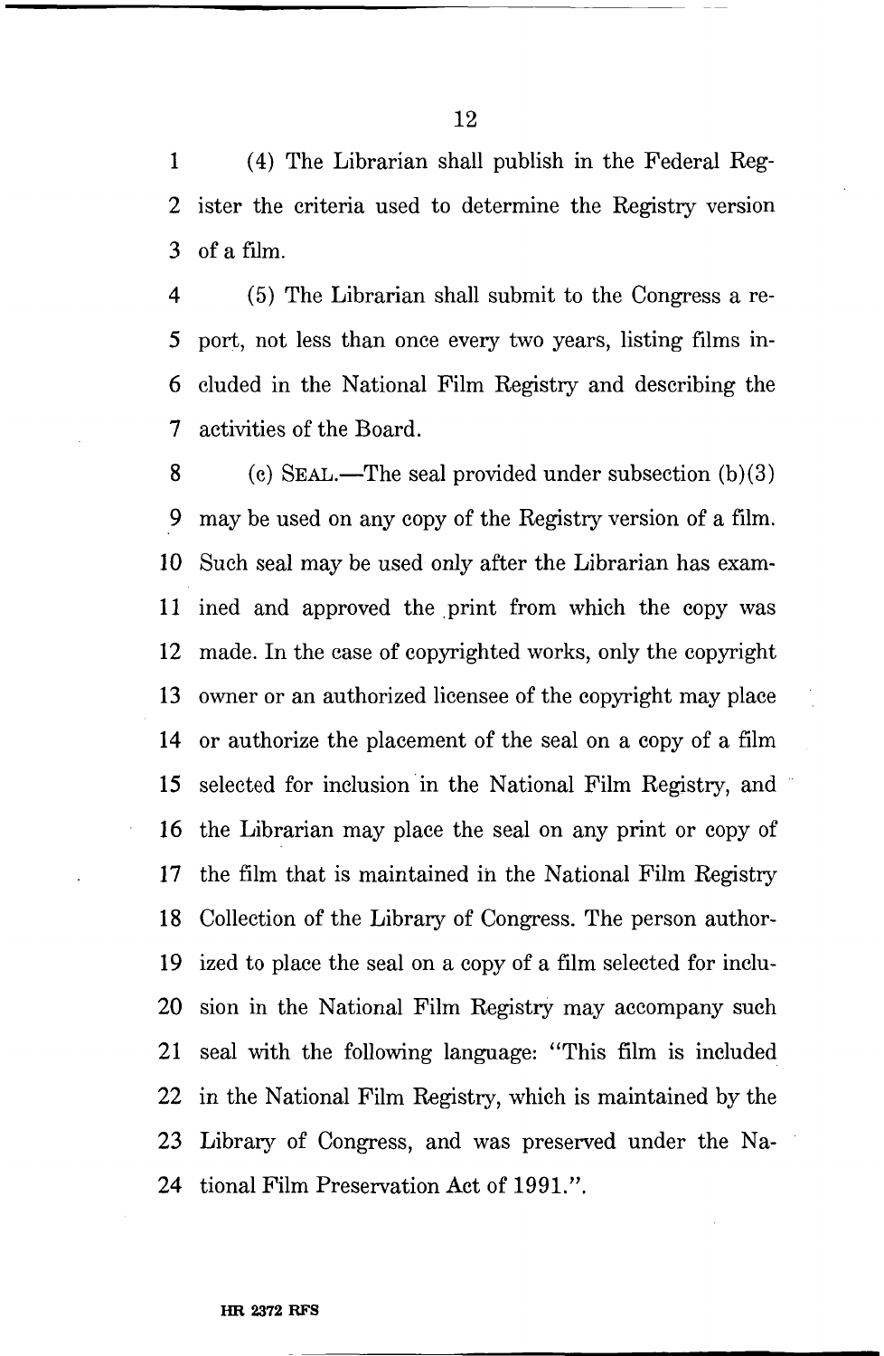(4) The Librarian shall publish in the Federal Register the criteria used to determine the Registry version of a film.

(5) The Librarian shall submit to the Congress a report, not less than once every two years, listing films included in the National Film Registry and describing the activities of the Board.

(c) SEAL.—The seal provided under subsection (b)(3) may be used on any copy of the Registry version of a film. Such seal may be used only after the Librarian has examined and approved the print from which the copy was made. In the case of copyrighted works, only the copyright owner or an authorized licensee of the copyright may place or authorize the placement of the seal on a copy of a film selected for inclusion in the National Film Registry, and the Librarian may place the seal on any print or copy of the film that is maintained in the National Film Registry Collection of the Library of Congress. The person authorized to place the seal on a copy of a film selected for inclusion in the National Film Registry may accompany such seal with the following language: "This film is included in the National Film Registry, which is maintained by the Library of Congress, and was preserved under the National Film Preservation Act of 1991.".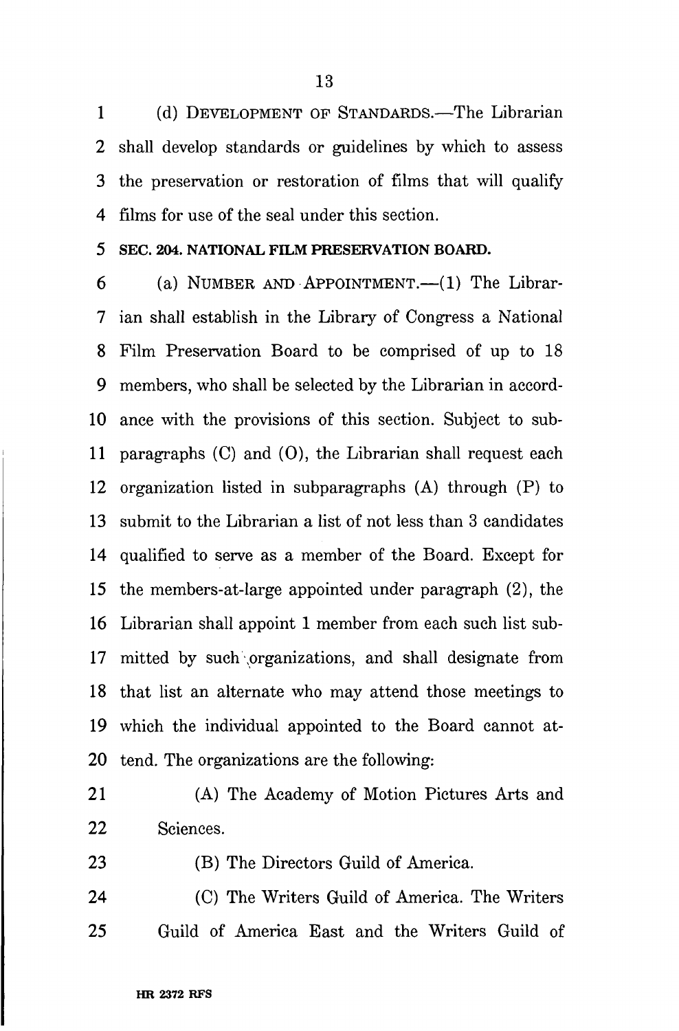(d) DEVELOPMENT OF STANDARDS.—The Librarian shall develop standards or guidelines by which to assess the preservation or restoration of films that will qualify films for use of the seal under this section.

**SEC. 204. NATIONAL FILM PRESERVATION BOARD.**

(a) NUMBER AND APPOINTMENT.—(1) The Librarian shall establish in the Library of Congress a National Film Preservation Board to be comprised of up to 18 members, who shall be selected by the Librarian in accordance with the provisions of this section. Subject to subparagraphs (C) and (O), the Librarian shall request each organization listed in subparagraphs (A) through (P) to submit to the Librarian a list of not less than 3 candidates qualified to serve as a member of the Board. Except for the members-at-large appointed under paragraph (2), the Librarian shall appoint 1 member from each such list submitted by such organizations, and shall designate from that list an alternate who may attend those meetings to which the individual appointed to the Board cannot attend. The organizations are the following:

(A) The Academy of Motion Pictures Arts and Sciences.

(B) The Directors Guild of America.

(C) The Writers Guild of America. The Writers Guild of America East and the Writers Guild of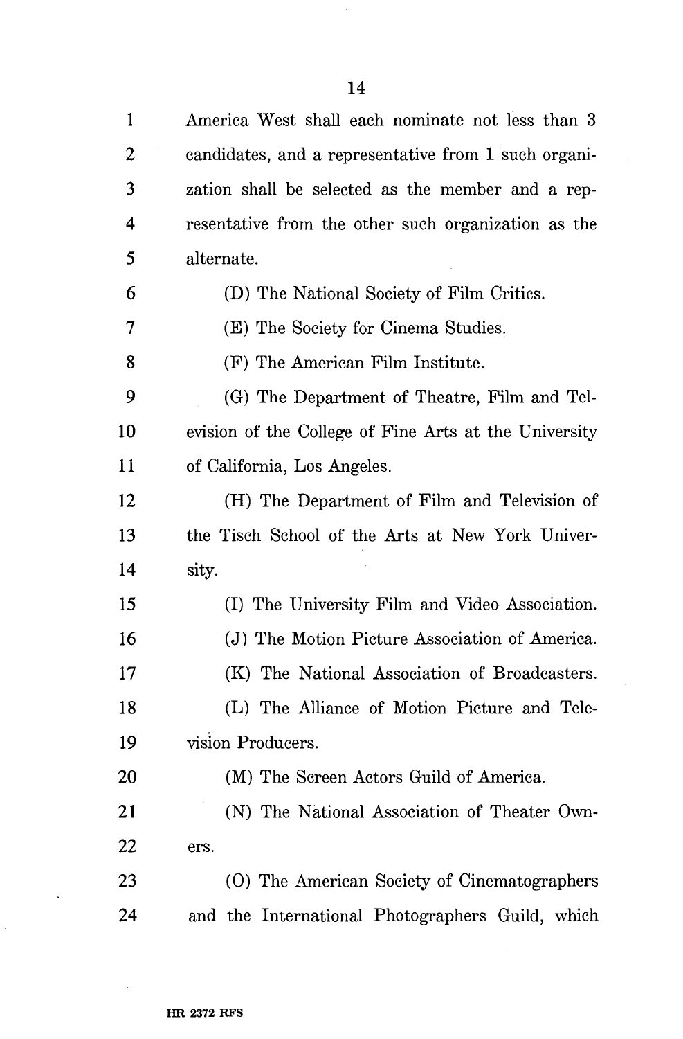America West shall each nominate not less than 3 candidates, and a representative from 1 such organization shall be selected as the member and a representative from the other such organization as the alternate.

(D) The National Society of Film Critics.

(E) The Society for Cinema Studies.

(F) The American Film Institute.

(G) The Department of Theatre, Film and Television of the College of Fine Arts at the University of California, Los Angeles.

(H) The Department of Film and Television of the Tisch School of the Arts at New York University.

(I) The University Film and Video Association.

(J) The Motion Picture Association of America.

(K) The National Association of Broadcasters.

(L) The Alliance of Motion Picture and Television Producers.

(M) The Screen Actors Guild of America.

(N) The National Association of Theater Owners.

(O) The American Society of Cinematographers and the International Photographers Guild, which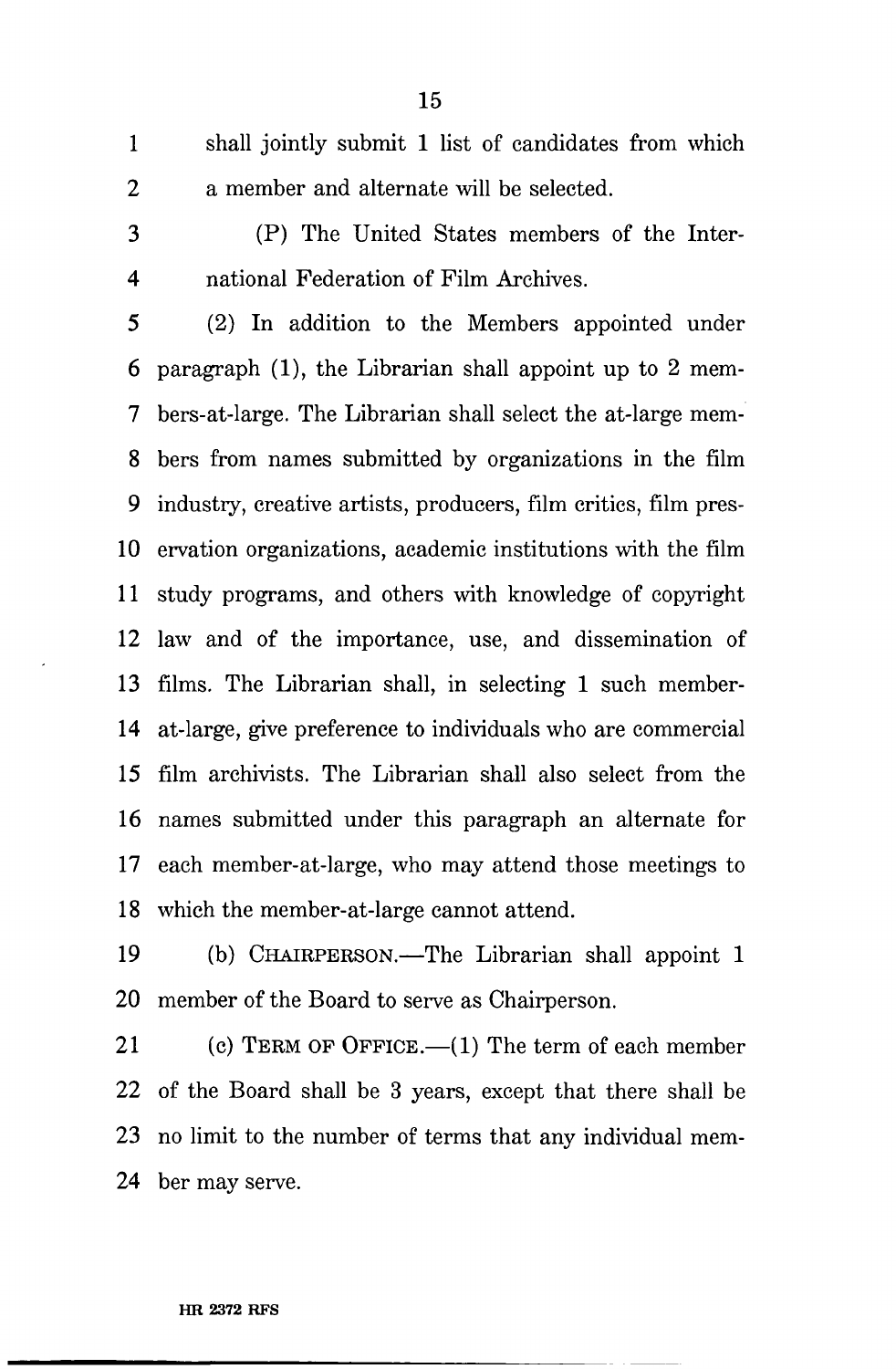shall jointly submit 1 list of candidates from which a member and alternate will be selected.

(P) The United States members of the International Federation of Film Archives.

(2) In addition to the Members appointed under paragraph (1), the Librarian shall appoint up to 2 members-at-large. The Librarian shall select the at-large members from names submitted by organizations in the film industry, creative artists, producers, film critics, film preservation organizations, academic institutions with the film study programs, and others with knowledge of copyright law and of the importance, use, and dissemination of films. The Librarian shall, in selecting 1 such member-at-large, give preference to individuals who are commercial film archivists. The Librarian shall also select from the names submitted under this paragraph an alternate for each member-at-large, who may attend those meetings to which the member-at-large cannot attend.

(b) CHAIRPERSON.—The Librarian shall appoint 1 member of the Board to serve as Chairperson.

(c) TERM OF OFFICE.—(1) The term of each member of the Board shall be 3 years, except that there shall be no limit to the number of terms that any individual member may serve.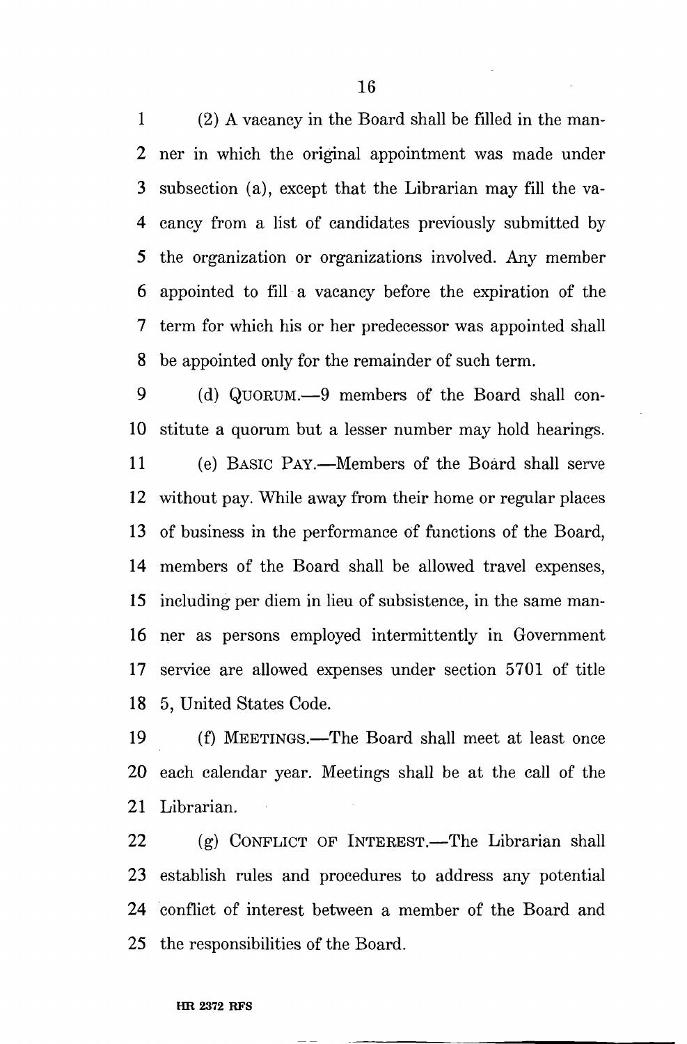(2) A vacancy in the Board shall be filled in the manner in which the original appointment was made under subsection (a), except that the Librarian may fill the vacancy from a list of candidates previously submitted by the organization or organizations involved. Any member appointed to fill a vacancy before the expiration of the term for which his or her predecessor was appointed shall be appointed only for the remainder of such term.

(d) QUORUM.—9 members of the Board shall constitute a quorum but a lesser number may hold hearings.

(e) BASIC PAY.—Members of the Board shall serve without pay. While away from their home or regular places of business in the performance of functions of the Board, members of the Board shall be allowed travel expenses, including per diem in lieu of subsistence, in the same manner as persons employed intermittently in Government service are allowed expenses under section 5701 of title 5, United States Code.

(f) MEETINGS.—The Board shall meet at least once each calendar year. Meetings shall be at the call of the Librarian.

(g) CONFLICT OF INTEREST.—The Librarian shall establish rules and procedures to address any potential conflict of interest between a member of the Board and the responsibilities of the Board.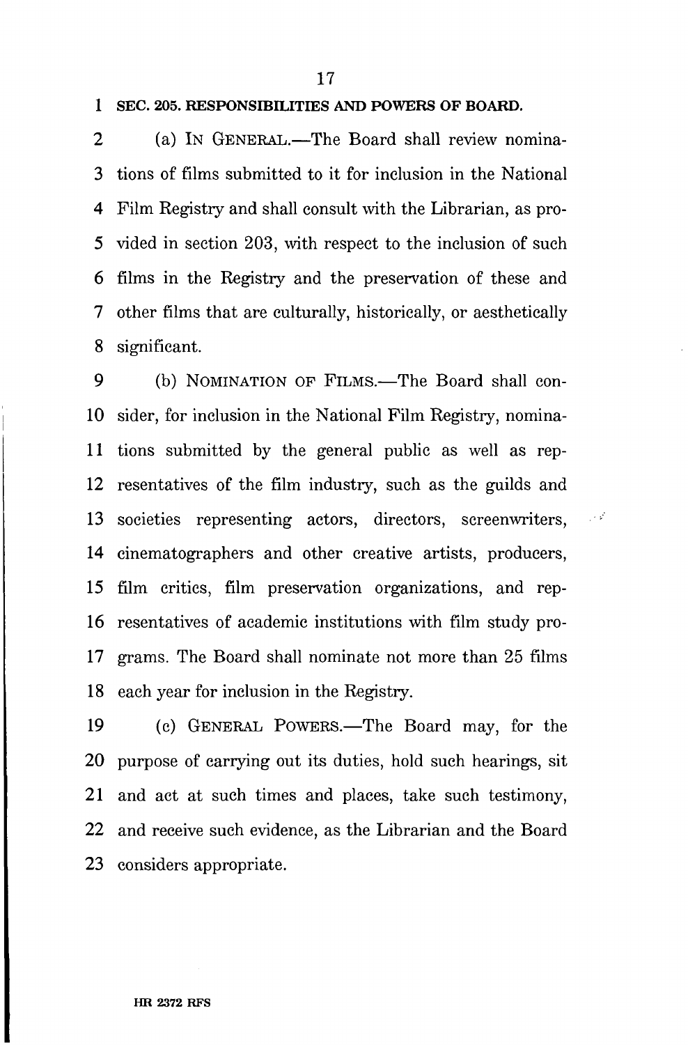**SEC. 205. RESPONSIBILITIES AND POWERS OF BOARD.**

(a) IN GENERAL.—The Board shall review nominations of films submitted to it for inclusion in the National Film Registry and shall consult with the Librarian, as provided in section 203, with respect to the inclusion of such films in the Registry and the preservation of these and other films that are culturally, historically, or aesthetically significant.

(b) NOMINATION OF FILMS.—The Board shall consider, for inclusion in the National Film Registry, nominations submitted by the general public as well as representatives of the film industry, such as the guilds and societies representing actors, directors, screenwriters, cinematographers and other creative artists, producers, film critics, film preservation organizations, and representatives of academic institutions with film study programs. The Board shall nominate not more than 25 films each year for inclusion in the Registry.

(c) GENERAL POWERS.—The Board may, for the purpose of carrying out its duties, hold such hearings, sit and act at such times and places, take such testimony, and receive such evidence, as the Librarian and the Board considers appropriate.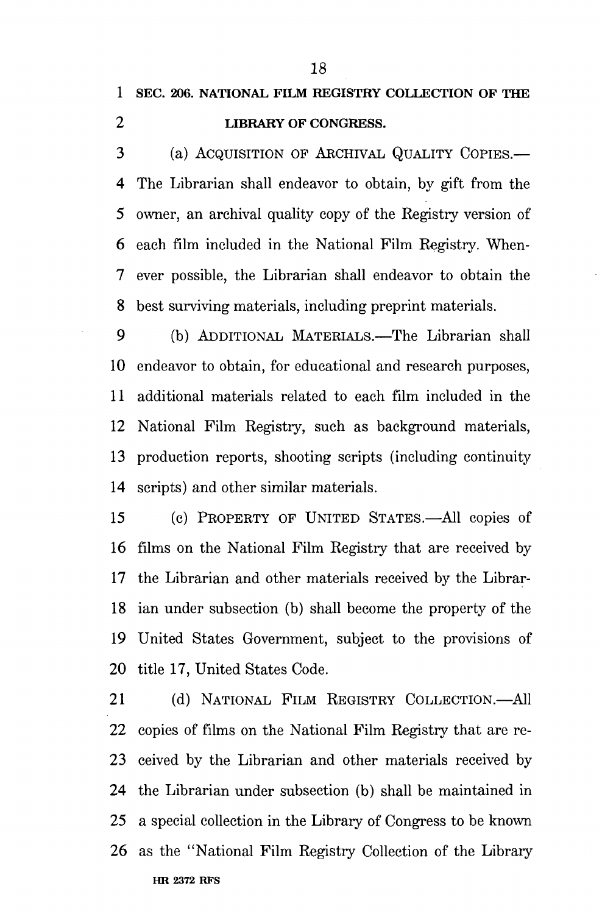## SEC. 206. NATIONAL FILM REGISTRY COLLECTION OF THE LIBRARY OF CONGRESS.

(a) ACQUISITION OF ARCHIVAL QUALITY COPIES.—The Librarian shall endeavor to obtain, by gift from the owner, an archival quality copy of the Registry version of each film included in the National Film Registry. Whenever possible, the Librarian shall endeavor to obtain the best surviving materials, including preprint materials.

(b) ADDITIONAL MATERIALS.—The Librarian shall endeavor to obtain, for educational and research purposes, additional materials related to each film included in the National Film Registry, such as background materials, production reports, shooting scripts (including continuity scripts) and other similar materials.

(c) PROPERTY OF UNITED STATES.—All copies of films on the National Film Registry that are received by the Librarian and other materials received by the Librarian under subsection (b) shall become the property of the United States Government, subject to the provisions of title 17, United States Code.

(d) NATIONAL FILM REGISTRY COLLECTION.—All copies of films on the National Film Registry that are received by the Librarian and other materials received by the Librarian under subsection (b) shall be maintained in a special collection in the Library of Congress to be known as the "National Film Registry Collection of the Library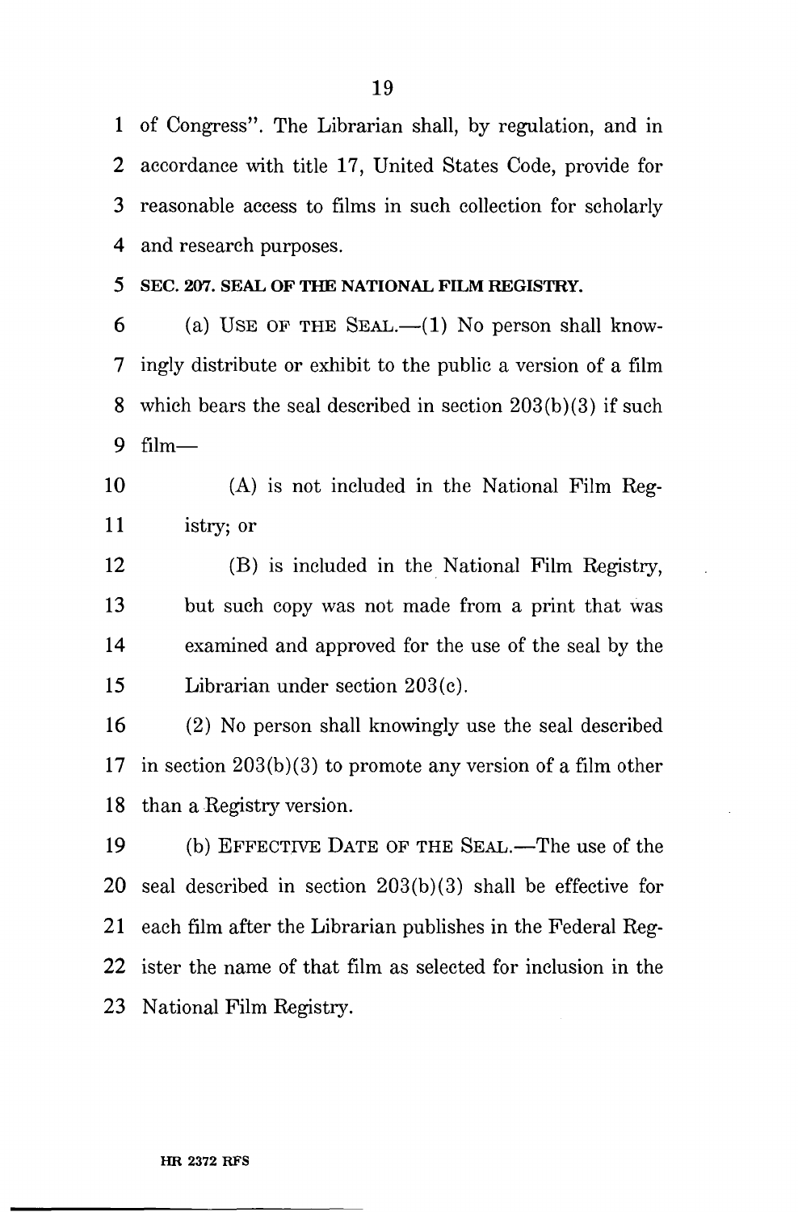of Congress". The Librarian shall, by regulation, and in accordance with title 17, United States Code, provide for reasonable access to films in such collection for scholarly and research purposes.

**SEC. 207. SEAL OF THE NATIONAL FILM REGISTRY.**

(a) USE OF THE SEAL.—(1) No person shall knowingly distribute or exhibit to the public a version of a film which bears the seal described in section 203(b)(3) if such film—

(A) is not included in the National Film Registry; or

(B) is included in the National Film Registry, but such copy was not made from a print that was examined and approved for the use of the seal by the Librarian under section 203(c).

(2) No person shall knowingly use the seal described in section 203(b)(3) to promote any version of a film other than a Registry version.

(b) EFFECTIVE DATE OF THE SEAL.—The use of the seal described in section 203(b)(3) shall be effective for each film after the Librarian publishes in the Federal Register the name of that film as selected for inclusion in the National Film Registry.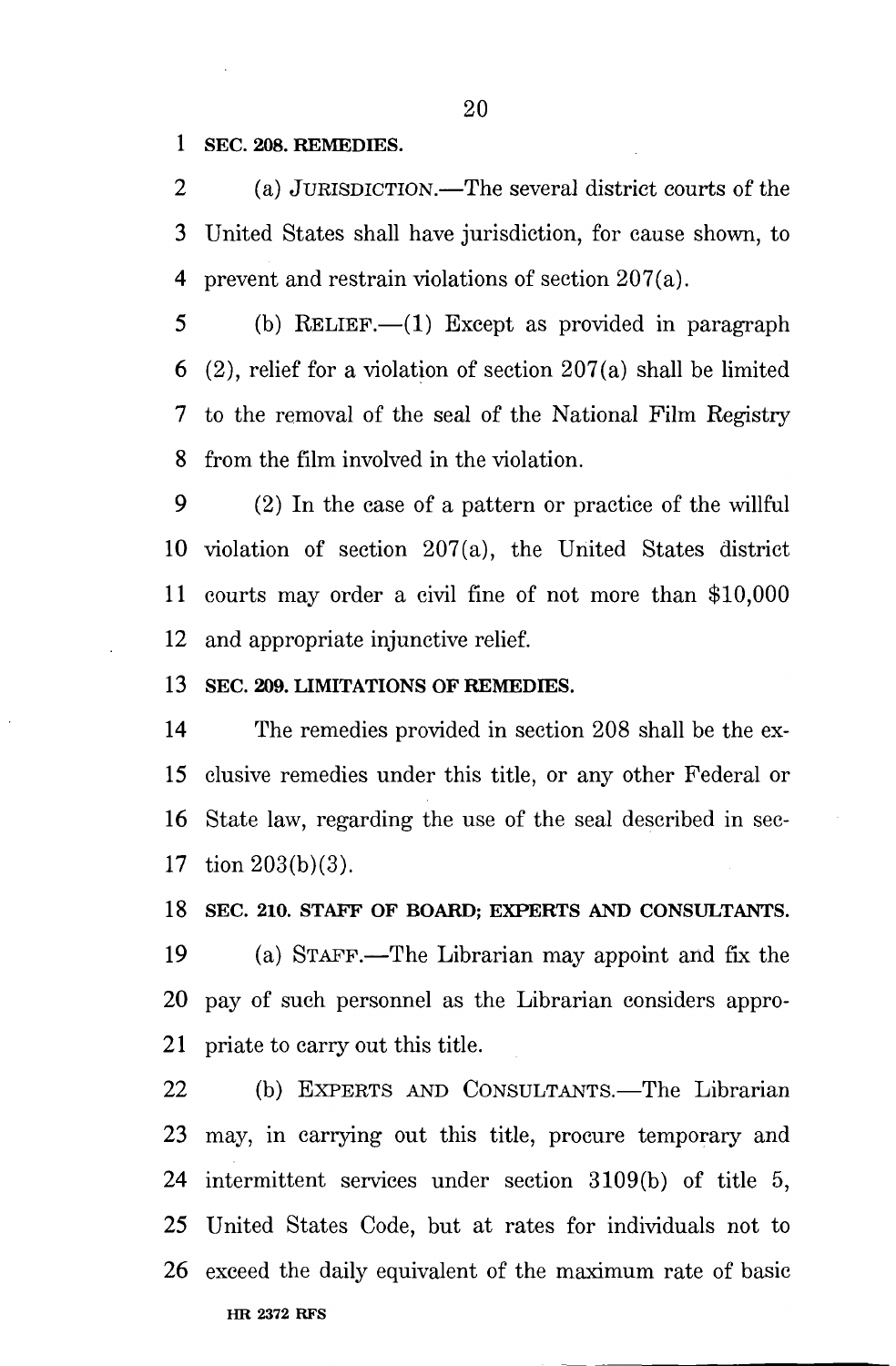**SEC. 208. REMEDIES.**

(a) JURISDICTION.—The several district courts of the United States shall have jurisdiction, for cause shown, to prevent and restrain violations of section 207(a).

(b) RELIEF.—(1) Except as provided in paragraph (2), relief for a violation of section 207(a) shall be limited to the removal of the seal of the National Film Registry from the film involved in the violation.

(2) In the case of a pattern or practice of the willful violation of section 207(a), the United States district courts may order a civil fine of not more than $10,000 and appropriate injunctive relief.

**SEC. 209. LIMITATIONS OF REMEDIES.**

The remedies provided in section 208 shall be the exclusive remedies under this title, or any other Federal or State law, regarding the use of the seal described in section 203(b)(3).

**SEC. 210. STAFF OF BOARD; EXPERTS AND CONSULTANTS.**

(a) STAFF.—The Librarian may appoint and fix the pay of such personnel as the Librarian considers appropriate to carry out this title.

(b) EXPERTS AND CONSULTANTS.—The Librarian may, in carrying out this title, procure temporary and intermittent services under section 3109(b) of title 5, United States Code, but at rates for individuals not to exceed the daily equivalent of the maximum rate of basic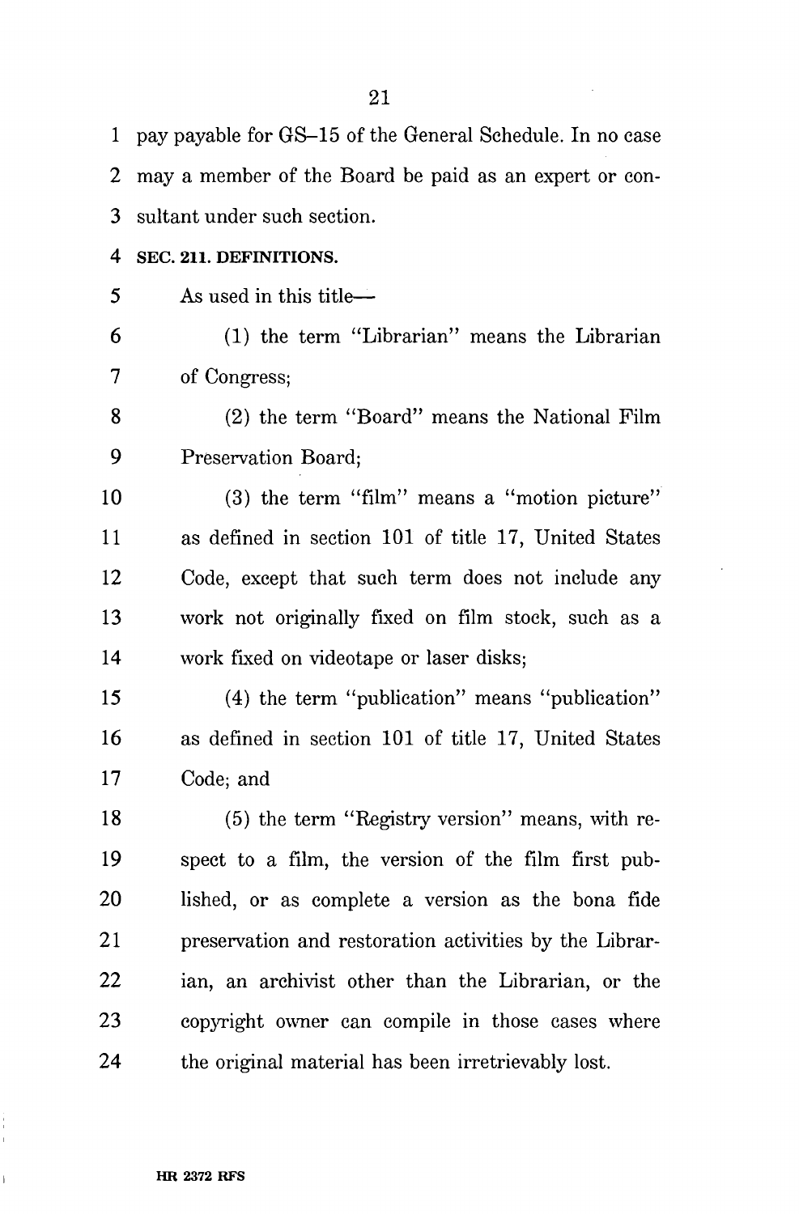pay payable for GS–15 of the General Schedule. In no case may a member of the Board be paid as an expert or consultant under such section.

**SEC. 211. DEFINITIONS.**

As used in this title—

(1) the term "Librarian" means the Librarian of Congress;

(2) the term "Board" means the National Film Preservation Board;

(3) the term "film" means a "motion picture" as defined in section 101 of title 17, United States Code, except that such term does not include any work not originally fixed on film stock, such as a work fixed on videotape or laser disks;

(4) the term "publication" means "publication" as defined in section 101 of title 17, United States Code; and

(5) the term "Registry version" means, with respect to a film, the version of the film first published, or as complete a version as the bona fide preservation and restoration activities by the Librarian, an archivist other than the Librarian, or the copyright owner can compile in those cases where the original material has been irretrievably lost.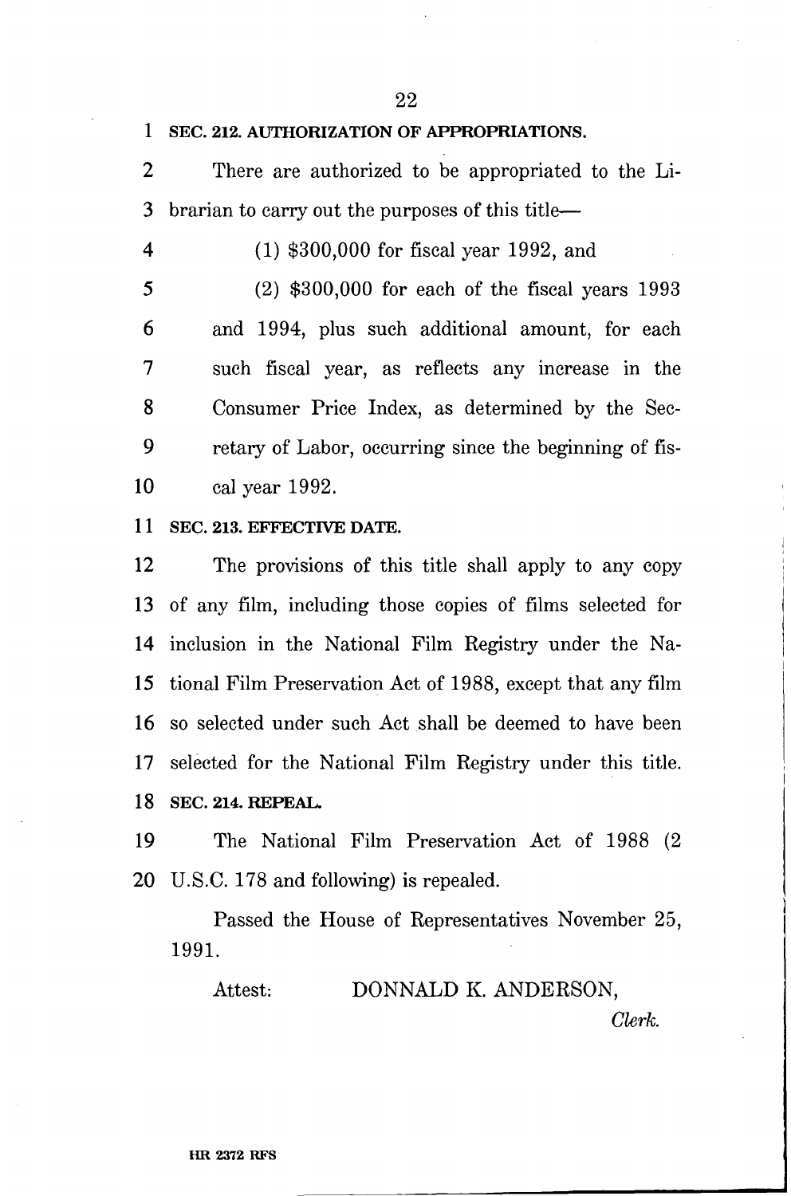**SEC. 212. AUTHORIZATION OF APPROPRIATIONS.**

There are authorized to be appropriated to the Librarian to carry out the purposes of this title—

(1) $300,000 for fiscal year 1992, and

(2) $300,000 for each of the fiscal years 1993 and 1994, plus such additional amount, for each such fiscal year, as reflects any increase in the Consumer Price Index, as determined by the Secretary of Labor, occurring since the beginning of fiscal year 1992.

**SEC. 213. EFFECTIVE DATE.**

The provisions of this title shall apply to any copy of any film, including those copies of films selected for inclusion in the National Film Registry under the National Film Preservation Act of 1988, except that any film so selected under such Act shall be deemed to have been selected for the National Film Registry under this title.

**SEC. 214. REPEAL.**

The National Film Preservation Act of 1988 (2 U.S.C. 178 and following) is repealed.

Passed the House of Representatives November 25, 1991.

Attest: DONNALD K. ANDERSON,

*Clerk.*

HR 2372 RFS